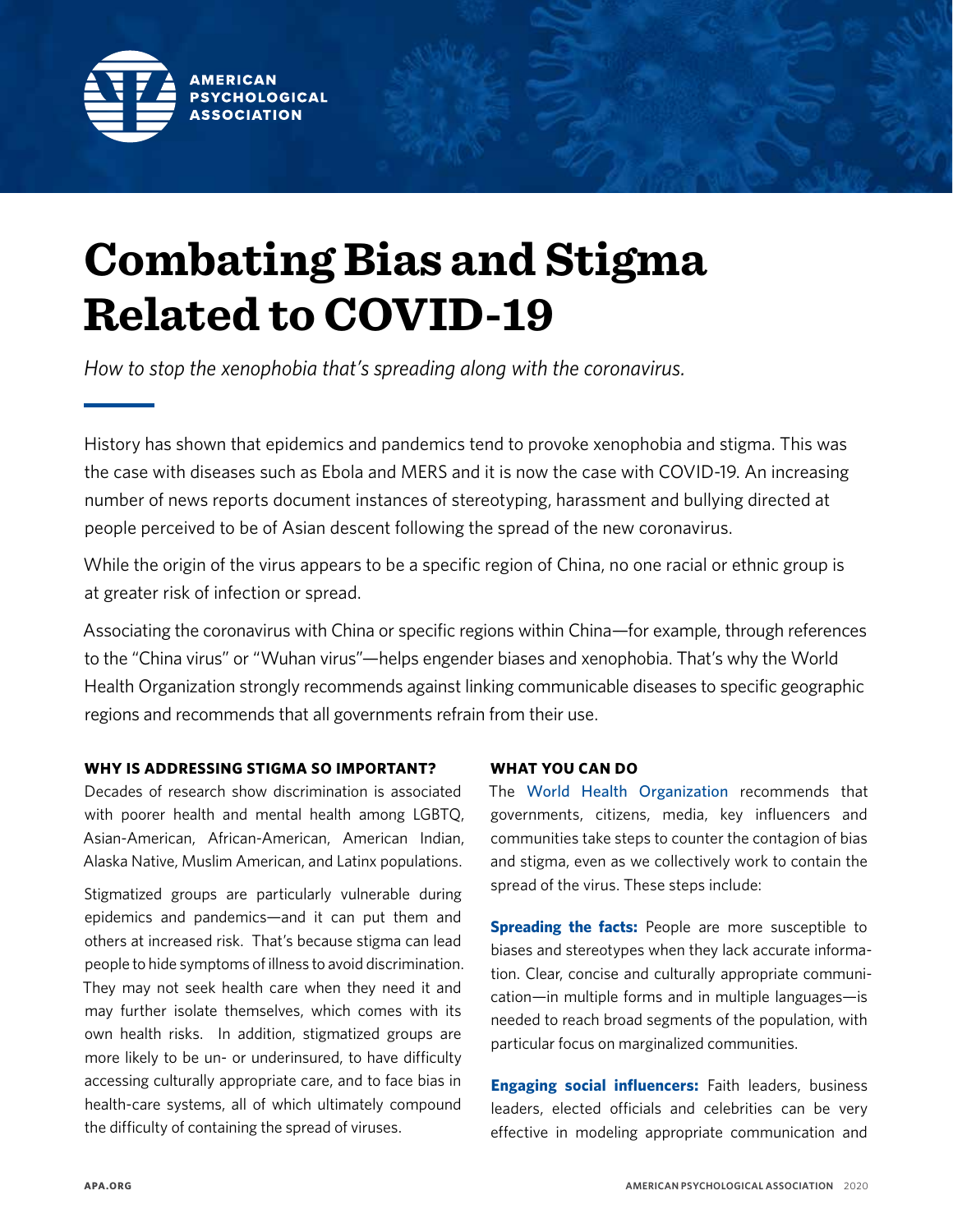# Combating Bias and Stigma Related to COVID-19

*How to stop the xenophobia that's spreading along with the coronavirus.*

History has shown that epidemics and pandemics tend to provoke xenophobia and stigma. This was the case with diseases such as Ebola and MERS and it is now the case with COVID-19. An increasing number of news reports document instances of stereotyping, harassment and bullying directed at people perceived to be of Asian descent following the spread of the new coronavirus.

While the origin of the virus appears to be a specific region of China, no one racial or ethnic group is at greater risk of infection or spread.

Associating the coronavirus with China or specific regions within China—for example, through references to the "China virus" or "Wuhan virus"—helps engender biases and xenophobia. That's why the World Health Organization strongly recommends against linking communicable diseases to specific geographic regions and recommends that all governments refrain from their use.

## WHY IS ADDRESSING STIGMA SO IMPORTANT?

Decades of research show discrimination is associated with poorer health and mental health among LGBTQ, Asian-American, African-American, American Indian, Alaska Native, Muslim American, and Latinx populations.

Stigmatized groups are particularly vulnerable during epidemics and pandemics—and it can put them and others at increased risk. That's because stigma can lead people to hide symptoms of illness to avoid discrimination. They may not seek health care when they need it and may further isolate themselves, which comes with its own health risks. In addition, stigmatized groups are more likely to be un- or underinsured, to have difficulty accessing culturally appropriate care, and to face bias in health-care systems, all of which ultimately compound the difficulty of containing the spread of viruses.

## WHAT YOU CAN DO

The World Health Organization recommends that governments, citizens, media, key influencers and communities take steps to counter the contagion of bias and stigma, even as we collectively work to contain the spread of the virus. These steps include:

**Spreading the facts:** People are more susceptible to biases and stereotypes when they lack accurate information. Clear, concise and culturally appropriate communication—in multiple forms and in multiple languages—is needed to reach broad segments of the population, with particular focus on marginalized communities.

**Engaging social influencers:** Faith leaders, business leaders, elected officials and celebrities can be very effective in modeling appropriate communication and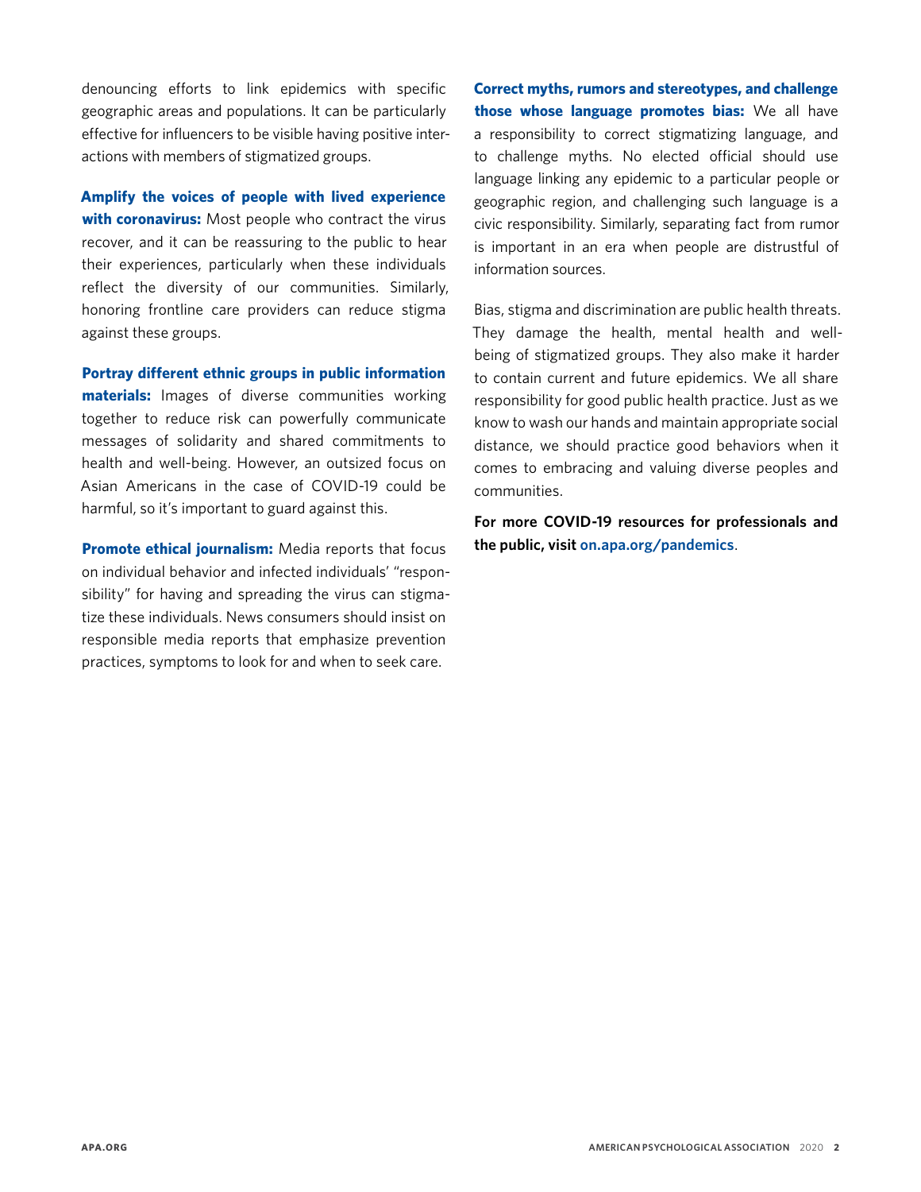denouncing efforts to link epidemics with specific geographic areas and populations. It can be particularly effective for influencers to be visible having positive interactions with members of stigmatized groups.

**Amplify the voices of people with lived experience with coronavirus:** Most people who contract the virus recover, and it can be reassuring to the public to hear their experiences, particularly when these individuals reflect the diversity of our communities. Similarly, honoring frontline care providers can reduce stigma against these groups.

**Portray different ethnic groups in public information materials:** Images of diverse communities working together to reduce risk can powerfully communicate messages of solidarity and shared commitments to health and well-being. However, an outsized focus on Asian Americans in the case of COVID-19 could be harmful, so it's important to guard against this.

**Promote ethical journalism:** Media reports that focus on individual behavior and infected individuals' "responsibility" for having and spreading the virus can stigmatize these individuals. News consumers should insist on responsible media reports that emphasize prevention practices, symptoms to look for and when to seek care.

**Correct myths, rumors and stereotypes, and challenge those whose language promotes bias:** We all have a responsibility to correct stigmatizing language, and to challenge myths. No elected official should use language linking any epidemic to a particular people or geographic region, and challenging such language is a civic responsibility. Similarly, separating fact from rumor is important in an era when people are distrustful of information sources.

Bias, stigma and discrimination are public health threats. They damage the health, mental health and well-being of stigmatized groups. They also make it harder to contain current and future epidemics. We all share responsibility for good public health practice. Just as we know to wash our hands and maintain appropriate social distance, we should practice good behaviors when it comes to embracing and valuing diverse peoples and communities.

**For more COVID-19 resources for professionals and the public, visit on.apa.org/pandemics.**